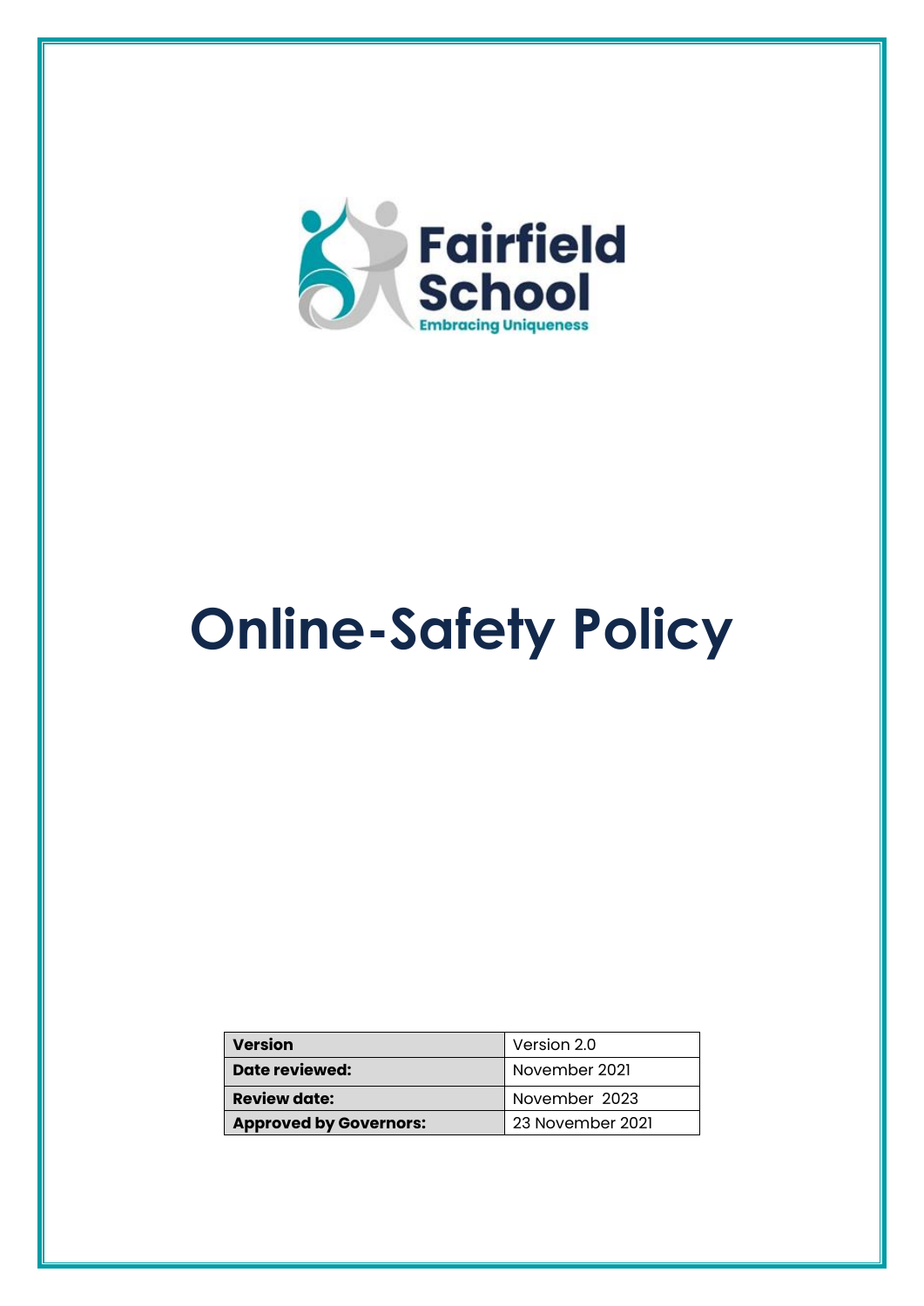Fairfield School

Embracing Uniqueness

# Online-Safety Policy

| Version | Version 2.0 |
| --- | --- |
| **Date reviewed:** | November 2021 |
| **Review date:** | November  2023 |
| **Approved by Governors:** | 23 November 2021 |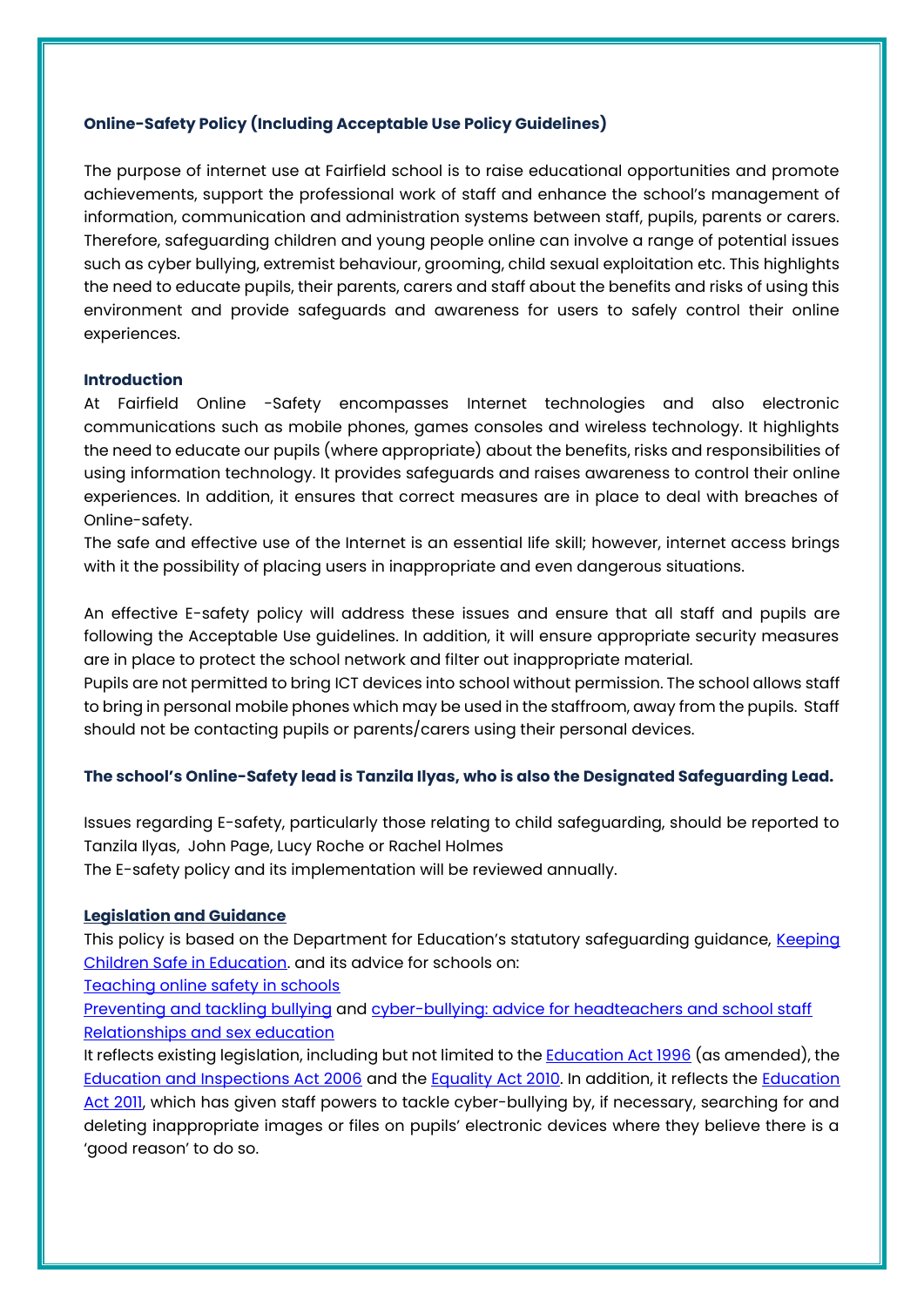**Online-Safety Policy (Including Acceptable Use Policy Guidelines)**

The purpose of internet use at Fairfield school is to raise educational opportunities and promote achievements, support the professional work of staff and enhance the school's management of information, communication and administration systems between staff, pupils, parents or carers. Therefore, safeguarding children and young people online can involve a range of potential issues such as cyber bullying, extremist behaviour, grooming, child sexual exploitation etc. This highlights the need to educate pupils, their parents, carers and staff about the benefits and risks of using this environment and provide safeguards and awareness for users to safely control their online experiences.

**Introduction**

At Fairfield Online -Safety encompasses Internet technologies and also electronic communications such as mobile phones, games consoles and wireless technology. It highlights the need to educate our pupils (where appropriate) about the benefits, risks and responsibilities of using information technology. It provides safeguards and raises awareness to control their online experiences. In addition, it ensures that correct measures are in place to deal with breaches of Online-safety.

The safe and effective use of the Internet is an essential life skill; however, internet access brings with it the possibility of placing users in inappropriate and even dangerous situations.

An effective E-safety policy will address these issues and ensure that all staff and pupils are following the Acceptable Use guidelines. In addition, it will ensure appropriate security measures are in place to protect the school network and filter out inappropriate material.

Pupils are not permitted to bring ICT devices into school without permission. The school allows staff to bring in personal mobile phones which may be used in the staffroom, away from the pupils. Staff should not be contacting pupils or parents/carers using their personal devices.

**The school's Online-Safety lead is Tanzila Ilyas, who is also the Designated Safeguarding Lead.**

Issues regarding E-safety, particularly those relating to child safeguarding, should be reported to Tanzila Ilyas, John Page, Lucy Roche or Rachel Holmes

The E-safety policy and its implementation will be reviewed annually.

**Legislation and Guidance**

This policy is based on the Department for Education's statutory safeguarding guidance, Keeping Children Safe in Education. and its advice for schools on:

Teaching online safety in schools

Preventing and tackling bullying and cyber-bullying: advice for headteachers and school staff

Relationships and sex education

It reflects existing legislation, including but not limited to the Education Act 1996 (as amended), the Education and Inspections Act 2006 and the Equality Act 2010. In addition, it reflects the Education Act 2011, which has given staff powers to tackle cyber-bullying by, if necessary, searching for and deleting inappropriate images or files on pupils' electronic devices where they believe there is a 'good reason' to do so.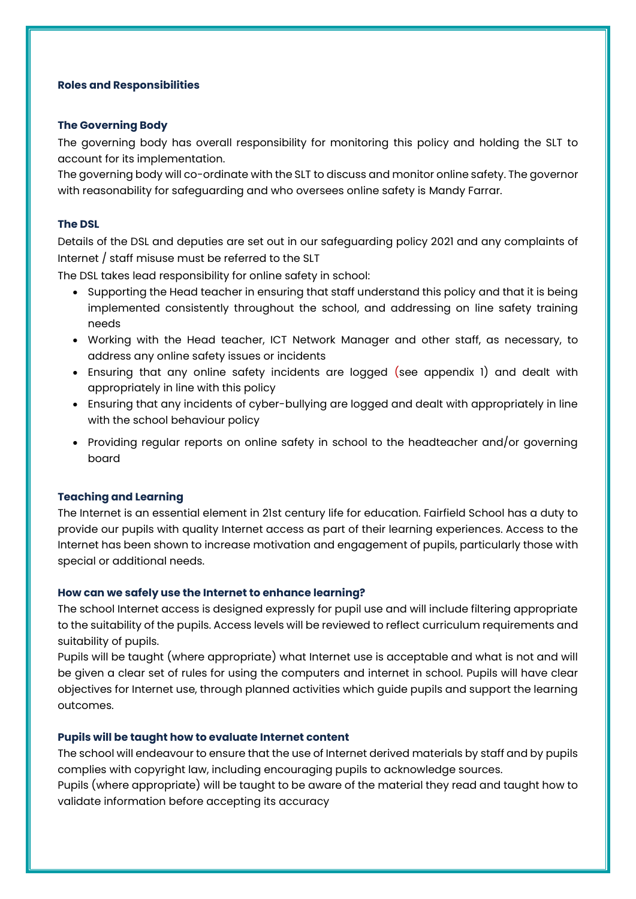## Roles and Responsibilities

### The Governing Body

The governing body has overall responsibility for monitoring this policy and holding the SLT to account for its implementation.

The governing body will co-ordinate with the SLT to discuss and monitor online safety. The governor with reasonability for safeguarding and who oversees online safety is Mandy Farrar.

### The DSL

Details of the DSL and deputies are set out in our safeguarding policy 2021 and any complaints of Internet / staff misuse must be referred to the SLT

The DSL takes lead responsibility for online safety in school:

- Supporting the Head teacher in ensuring that staff understand this policy and that it is being implemented consistently throughout the school, and addressing on line safety training needs
- Working with the Head teacher, ICT Network Manager and other staff, as necessary, to address any online safety issues or incidents
- Ensuring that any online safety incidents are logged (see appendix 1) and dealt with appropriately in line with this policy
- Ensuring that any incidents of cyber-bullying are logged and dealt with appropriately in line with the school behaviour policy
- Providing regular reports on online safety in school to the headteacher and/or governing board

### Teaching and Learning

The Internet is an essential element in 21st century life for education. Fairfield School has a duty to provide our pupils with quality Internet access as part of their learning experiences. Access to the Internet has been shown to increase motivation and engagement of pupils, particularly those with special or additional needs.

### How can we safely use the Internet to enhance learning?

The school Internet access is designed expressly for pupil use and will include filtering appropriate to the suitability of the pupils. Access levels will be reviewed to reflect curriculum requirements and suitability of pupils.

Pupils will be taught (where appropriate) what Internet use is acceptable and what is not and will be given a clear set of rules for using the computers and internet in school. Pupils will have clear objectives for Internet use, through planned activities which guide pupils and support the learning outcomes.

### Pupils will be taught how to evaluate Internet content

The school will endeavour to ensure that the use of Internet derived materials by staff and by pupils complies with copyright law, including encouraging pupils to acknowledge sources.

Pupils (where appropriate) will be taught to be aware of the material they read and taught how to validate information before accepting its accuracy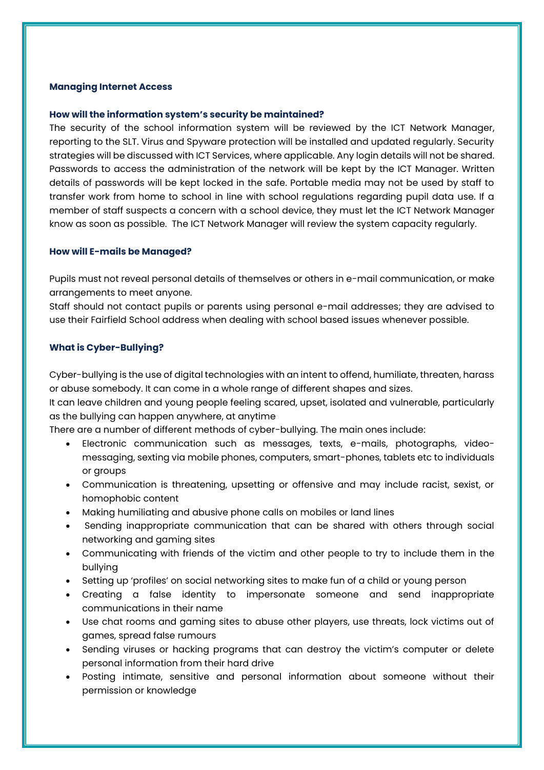### Managing Internet Access

#### How will the information system's security be maintained?

The security of the school information system will be reviewed by the ICT Network Manager, reporting to the SLT. Virus and Spyware protection will be installed and updated regularly. Security strategies will be discussed with ICT Services, where applicable. Any login details will not be shared. Passwords to access the administration of the network will be kept by the ICT Manager. Written details of passwords will be kept locked in the safe. Portable media may not be used by staff to transfer work from home to school in line with school regulations regarding pupil data use. If a member of staff suspects a concern with a school device, they must let the ICT Network Manager know as soon as possible. The ICT Network Manager will review the system capacity regularly.

#### How will E-mails be Managed?

Pupils must not reveal personal details of themselves or others in e-mail communication, or make arrangements to meet anyone.

Staff should not contact pupils or parents using personal e-mail addresses; they are advised to use their Fairfield School address when dealing with school based issues whenever possible.

#### What is Cyber-Bullying?

Cyber-bullying is the use of digital technologies with an intent to offend, humiliate, threaten, harass or abuse somebody. It can come in a whole range of different shapes and sizes.

It can leave children and young people feeling scared, upset, isolated and vulnerable, particularly as the bullying can happen anywhere, at anytime

There are a number of different methods of cyber-bullying. The main ones include:

- Electronic communication such as messages, texts, e-mails, photographs, video-messaging, sexting via mobile phones, computers, smart-phones, tablets etc to individuals or groups
- Communication is threatening, upsetting or offensive and may include racist, sexist, or homophobic content
- Making humiliating and abusive phone calls on mobiles or land lines
- Sending inappropriate communication that can be shared with others through social networking and gaming sites
- Communicating with friends of the victim and other people to try to include them in the bullying
- Setting up 'profiles' on social networking sites to make fun of a child or young person
- Creating a false identity to impersonate someone and send inappropriate communications in their name
- Use chat rooms and gaming sites to abuse other players, use threats, lock victims out of games, spread false rumours
- Sending viruses or hacking programs that can destroy the victim's computer or delete personal information from their hard drive
- Posting intimate, sensitive and personal information about someone without their permission or knowledge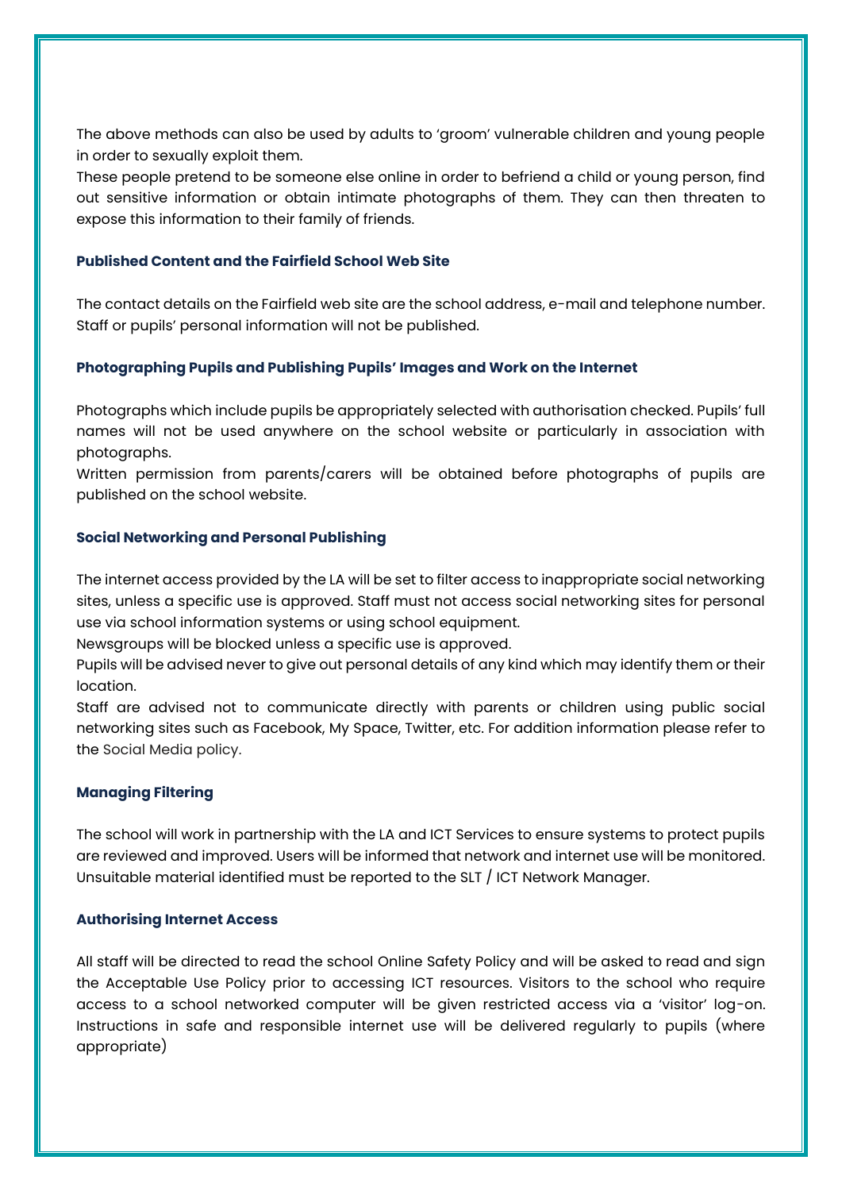The above methods can also be used by adults to 'groom' vulnerable children and young people in order to sexually exploit them.
These people pretend to be someone else online in order to befriend a child or young person, find out sensitive information or obtain intimate photographs of them. They can then threaten to expose this information to their family of friends.

### Published Content and the Fairfield School Web Site

The contact details on the Fairfield web site are the school address, e-mail and telephone number. Staff or pupils' personal information will not be published.

### Photographing Pupils and Publishing Pupils' Images and Work on the Internet

Photographs which include pupils be appropriately selected with authorisation checked. Pupils' full names will not be used anywhere on the school website or particularly in association with photographs.
Written permission from parents/carers will be obtained before photographs of pupils are published on the school website.

### Social Networking and Personal Publishing

The internet access provided by the LA will be set to filter access to inappropriate social networking sites, unless a specific use is approved. Staff must not access social networking sites for personal use via school information systems or using school equipment.
Newsgroups will be blocked unless a specific use is approved.
Pupils will be advised never to give out personal details of any kind which may identify them or their location.
Staff are advised not to communicate directly with parents or children using public social networking sites such as Facebook, My Space, Twitter, etc. For addition information please refer to the Social Media policy.

### Managing Filtering

The school will work in partnership with the LA and ICT Services to ensure systems to protect pupils are reviewed and improved. Users will be informed that network and internet use will be monitored. Unsuitable material identified must be reported to the SLT / ICT Network Manager.

### Authorising Internet Access

All staff will be directed to read the school Online Safety Policy and will be asked to read and sign the Acceptable Use Policy prior to accessing ICT resources. Visitors to the school who require access to a school networked computer will be given restricted access via a 'visitor' log-on. Instructions in safe and responsible internet use will be delivered regularly to pupils (where appropriate)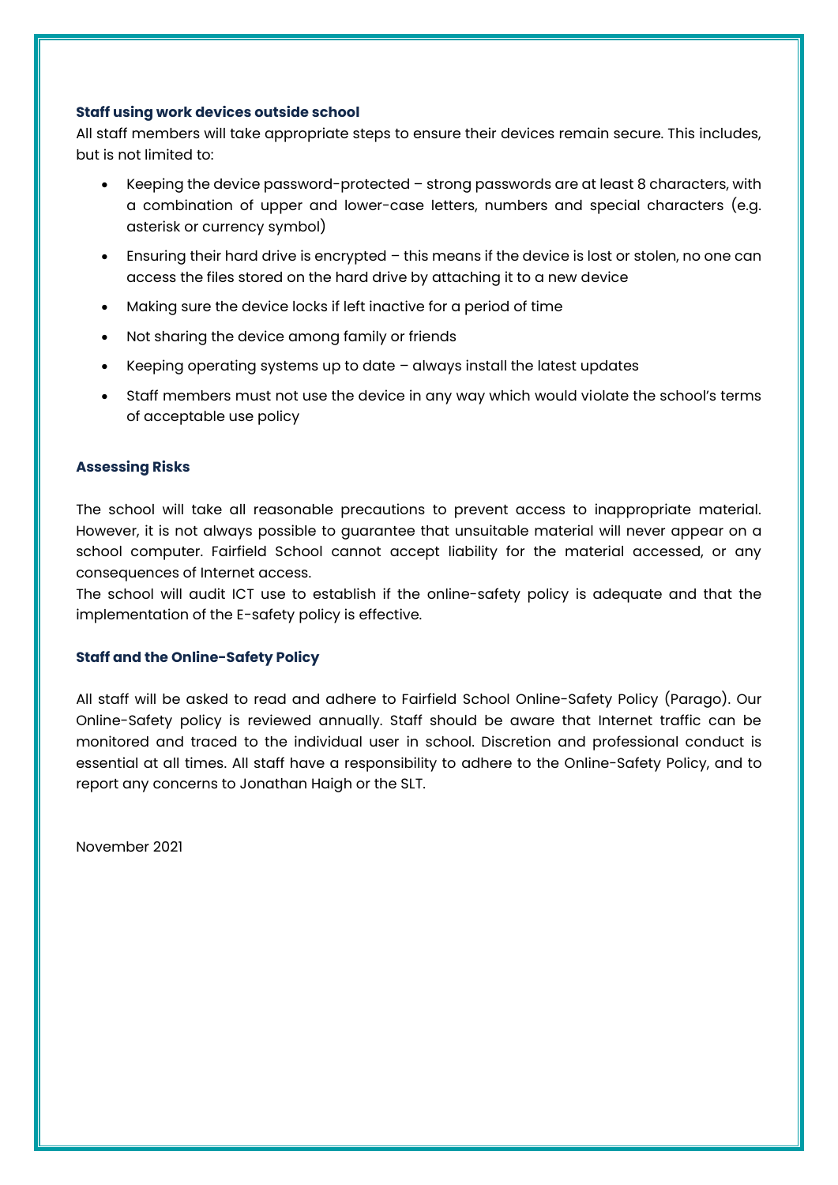### Staff using work devices outside school

All staff members will take appropriate steps to ensure their devices remain secure. This includes, but is not limited to:

- Keeping the device password-protected – strong passwords are at least 8 characters, with a combination of upper and lower-case letters, numbers and special characters (e.g. asterisk or currency symbol)
- Ensuring their hard drive is encrypted – this means if the device is lost or stolen, no one can access the files stored on the hard drive by attaching it to a new device
- Making sure the device locks if left inactive for a period of time
- Not sharing the device among family or friends
- Keeping operating systems up to date – always install the latest updates
- Staff members must not use the device in any way which would violate the school's terms of acceptable use policy

### Assessing Risks

The school will take all reasonable precautions to prevent access to inappropriate material. However, it is not always possible to guarantee that unsuitable material will never appear on a school computer. Fairfield School cannot accept liability for the material accessed, or any consequences of Internet access.
The school will audit ICT use to establish if the online-safety policy is adequate and that the implementation of the E-safety policy is effective.

### Staff and the Online-Safety Policy

All staff will be asked to read and adhere to Fairfield School Online-Safety Policy (Parago). Our Online-Safety policy is reviewed annually. Staff should be aware that Internet traffic can be monitored and traced to the individual user in school. Discretion and professional conduct is essential at all times. All staff have a responsibility to adhere to the Online-Safety Policy, and to report any concerns to Jonathan Haigh or the SLT.

November 2021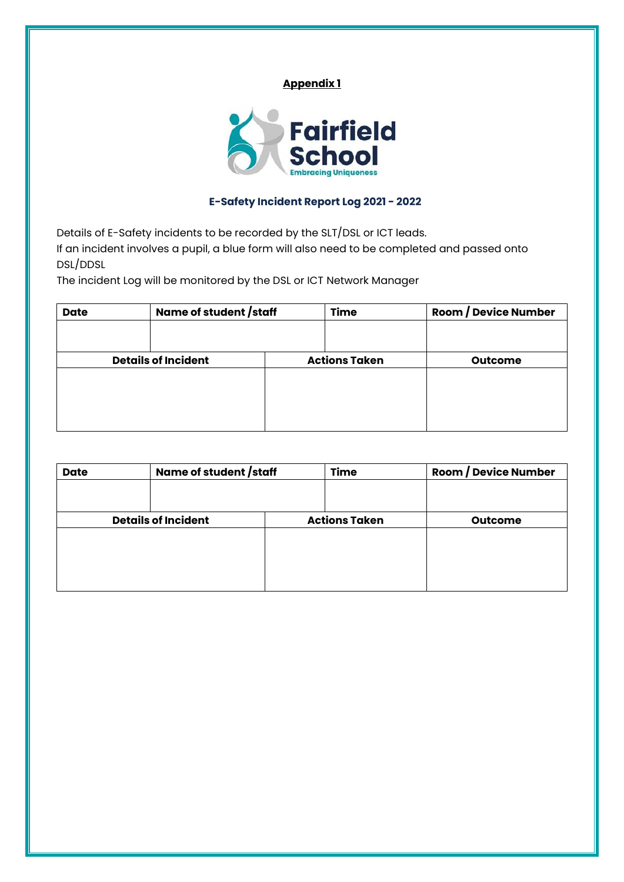**Appendix 1**

Fairfield School
Embracing Uniqueness

### E-Safety Incident Report Log 2021 - 2022

Details of E-Safety incidents to be recorded by the SLT/DSL or ICT leads.
If an incident involves a pupil, a blue form will also need to be completed and passed onto DSL/DDSL
The incident Log will be monitored by the DSL or ICT Network Manager

| Date | Name of student /staff | Time | Room / Device Number |
|---|---|---|---|
| | | | |
| **Details of Incident** | **Actions Taken** | | **Outcome** |
| | | | |

| Date | Name of student /staff | Time | Room / Device Number |
|---|---|---|---|
| | | | |
| **Details of Incident** | **Actions Taken** | | **Outcome** |
| | | | |